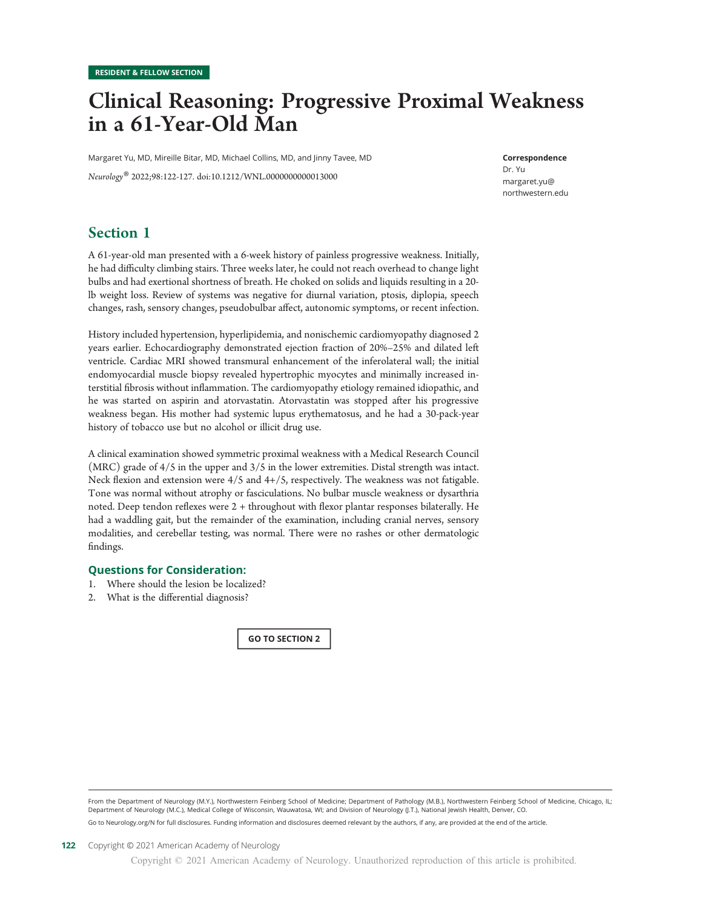RESIDENT & FELLOW SECTION

# Clinical Reasoning: Progressive Proximal Weakness in a 61-Year-Old Man

Margaret Yu, MD, Mireille Bitar, MD, Michael Collins, MD, and Jinny Tavee, MD

*Neurology*® 2022;98:122-127. doi:10.1212/WNL.0000000000013000

**Correspondence**
Dr. Yu
margaret.yu@northwestern.edu

## Section 1

A 61-year-old man presented with a 6-week history of painless progressive weakness. Initially, he had difficulty climbing stairs. Three weeks later, he could not reach overhead to change light bulbs and had exertional shortness of breath. He choked on solids and liquids resulting in a 20-lb weight loss. Review of systems was negative for diurnal variation, ptosis, diplopia, speech changes, rash, sensory changes, pseudobulbar affect, autonomic symptoms, or recent infection.

History included hypertension, hyperlipidemia, and nonischemic cardiomyopathy diagnosed 2 years earlier. Echocardiography demonstrated ejection fraction of 20%–25% and dilated left ventricle. Cardiac MRI showed transmural enhancement of the inferolateral wall; the initial endomyocardial muscle biopsy revealed hypertrophic myocytes and minimally increased interstitial fibrosis without inflammation. The cardiomyopathy etiology remained idiopathic, and he was started on aspirin and atorvastatin. Atorvastatin was stopped after his progressive weakness began. His mother had systemic lupus erythematosus, and he had a 30-pack-year history of tobacco use but no alcohol or illicit drug use.

A clinical examination showed symmetric proximal weakness with a Medical Research Council (MRC) grade of 4/5 in the upper and 3/5 in the lower extremities. Distal strength was intact. Neck flexion and extension were 4/5 and 4+/5, respectively. The weakness was not fatigable. Tone was normal without atrophy or fasciculations. No bulbar muscle weakness or dysarthria noted. Deep tendon reflexes were 2 + throughout with flexor plantar responses bilaterally. He had a waddling gait, but the remainder of the examination, including cranial nerves, sensory modalities, and cerebellar testing, was normal. There were no rashes or other dermatologic findings.

### Questions for Consideration:

1. Where should the lesion be localized?
2. What is the differential diagnosis?

GO TO SECTION 2

From the Department of Neurology (M.Y.), Northwestern Feinberg School of Medicine; Department of Pathology (M.B.), Northwestern Feinberg School of Medicine, Chicago, IL; Department of Neurology (M.C.), Medical College of Wisconsin, Wauwatosa, WI; and Division of Neurology (J.T.), National Jewish Health, Denver, CO.

Go to Neurology.org/N for full disclosures. Funding information and disclosures deemed relevant by the authors, if any, are provided at the end of the article.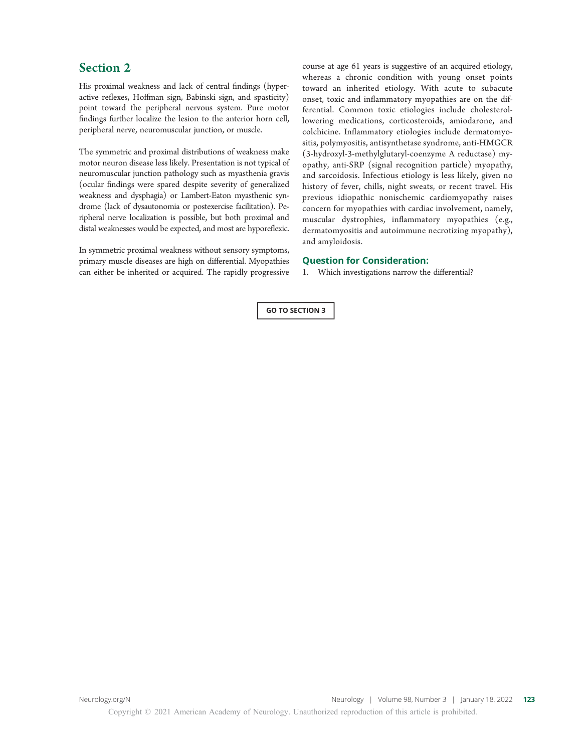## Section 2

His proximal weakness and lack of central findings (hyperactive reflexes, Hoffman sign, Babinski sign, and spasticity) point toward the peripheral nervous system. Pure motor findings further localize the lesion to the anterior horn cell, peripheral nerve, neuromuscular junction, or muscle.

The symmetric and proximal distributions of weakness make motor neuron disease less likely. Presentation is not typical of neuromuscular junction pathology such as myasthenia gravis (ocular findings were spared despite severity of generalized weakness and dysphagia) or Lambert-Eaton myasthenic syndrome (lack of dysautonomia or postexercise facilitation). Peripheral nerve localization is possible, but both proximal and distal weaknesses would be expected, and most are hyporeflexic.

In symmetric proximal weakness without sensory symptoms, primary muscle diseases are high on differential. Myopathies can either be inherited or acquired. The rapidly progressive course at age 61 years is suggestive of an acquired etiology, whereas a chronic condition with young onset points toward an inherited etiology. With acute to subacute onset, toxic and inflammatory myopathies are on the differential. Common toxic etiologies include cholesterol-lowering medications, corticosteroids, amiodarone, and colchicine. Inflammatory etiologies include dermatomyositis, polymyositis, antisynthetase syndrome, anti-HMGCR (3-hydroxyl-3-methylglutaryl-coenzyme A reductase) myopathy, anti-SRP (signal recognition particle) myopathy, and sarcoidosis. Infectious etiology is less likely, given no history of fever, chills, night sweats, or recent travel. His previous idiopathic nonischemic cardiomyopathy raises concern for myopathies with cardiac involvement, namely, muscular dystrophies, inflammatory myopathies (e.g., dermatomyositis and autoimmune necrotizing myopathy), and amyloidosis.

### Question for Consideration:

1. Which investigations narrow the differential?

GO TO SECTION 3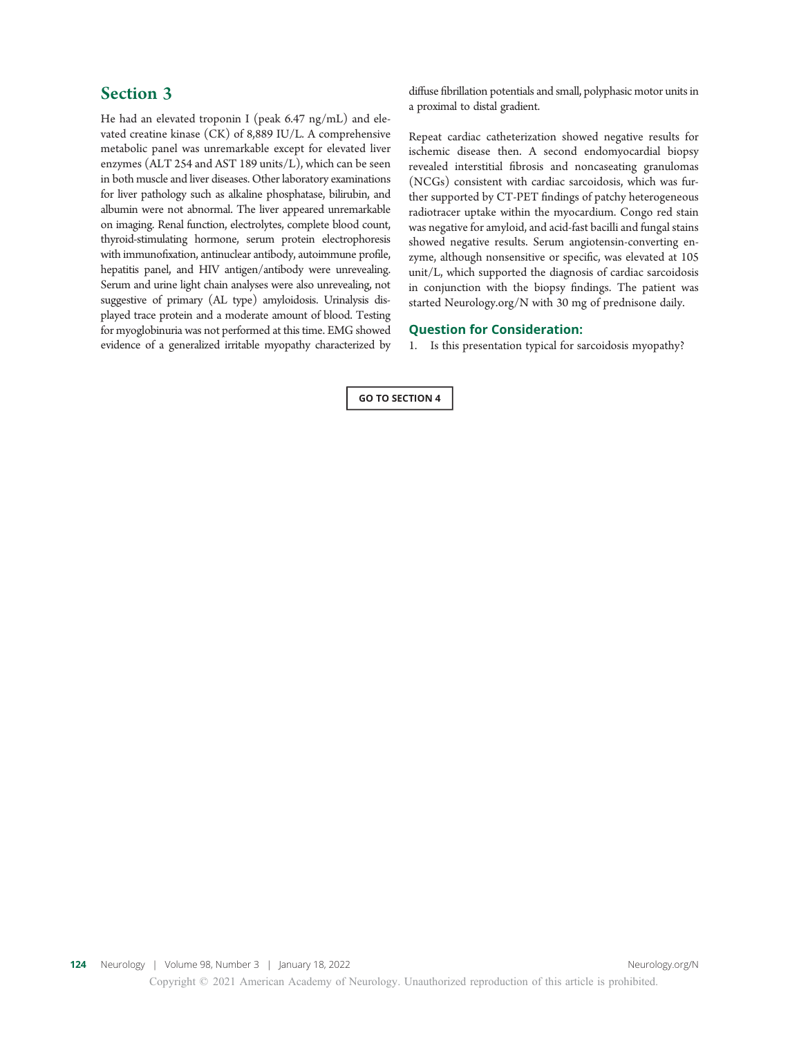## Section 3

He had an elevated troponin I (peak 6.47 ng/mL) and elevated creatine kinase (CK) of 8,889 IU/L. A comprehensive metabolic panel was unremarkable except for elevated liver enzymes (ALT 254 and AST 189 units/L), which can be seen in both muscle and liver diseases. Other laboratory examinations for liver pathology such as alkaline phosphatase, bilirubin, and albumin were not abnormal. The liver appeared unremarkable on imaging. Renal function, electrolytes, complete blood count, thyroid-stimulating hormone, serum protein electrophoresis with immunofixation, antinuclear antibody, autoimmune profile, hepatitis panel, and HIV antigen/antibody were unrevealing. Serum and urine light chain analyses were also unrevealing, not suggestive of primary (AL type) amyloidosis. Urinalysis displayed trace protein and a moderate amount of blood. Testing for myoglobinuria was not performed at this time. EMG showed evidence of a generalized irritable myopathy characterized by diffuse fibrillation potentials and small, polyphasic motor units in a proximal to distal gradient.

Repeat cardiac catheterization showed negative results for ischemic disease then. A second endomyocardial biopsy revealed interstitial fibrosis and noncaseating granulomas (NCGs) consistent with cardiac sarcoidosis, which was further supported by CT-PET findings of patchy heterogeneous radiotracer uptake within the myocardium. Congo red stain was negative for amyloid, and acid-fast bacilli and fungal stains showed negative results. Serum angiotensin-converting enzyme, although nonsensitive or specific, was elevated at 105 unit/L, which supported the diagnosis of cardiac sarcoidosis in conjunction with the biopsy findings. The patient was started Neurology.org/N with 30 mg of prednisone daily.

### Question for Consideration:

1. Is this presentation typical for sarcoidosis myopathy?

GO TO SECTION 4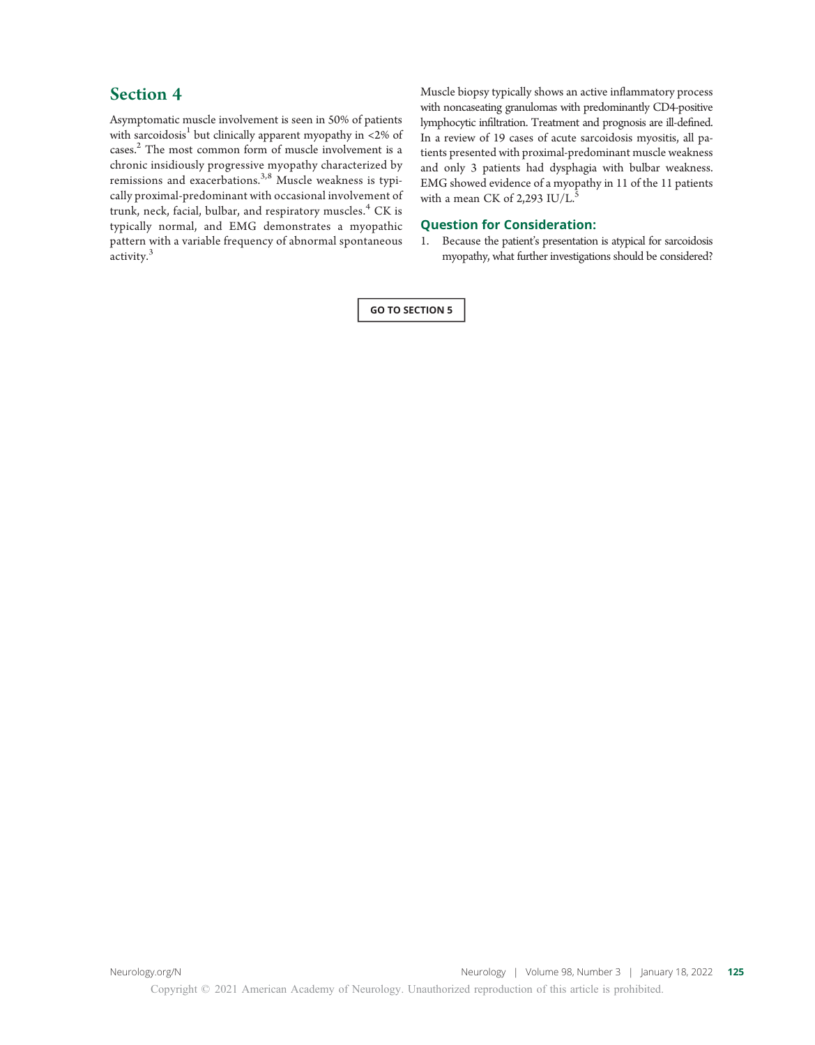## Section 4

Asymptomatic muscle involvement is seen in 50% of patients with sarcoidosis[1] but clinically apparent myopathy in <2% of cases.[2] The most common form of muscle involvement is a chronic insidiously progressive myopathy characterized by remissions and exacerbations.[3,8] Muscle weakness is typically proximal-predominant with occasional involvement of trunk, neck, facial, bulbar, and respiratory muscles.[4] CK is typically normal, and EMG demonstrates a myopathic pattern with a variable frequency of abnormal spontaneous activity.[3]

Muscle biopsy typically shows an active inflammatory process with noncaseating granulomas with predominantly CD4-positive lymphocytic infiltration. Treatment and prognosis are ill-defined. In a review of 19 cases of acute sarcoidosis myositis, all patients presented with proximal-predominant muscle weakness and only 3 patients had dysphagia with bulbar weakness. EMG showed evidence of a myopathy in 11 of the 11 patients with a mean CK of 2,293 IU/L.[5]

### Question for Consideration:

1. Because the patient's presentation is atypical for sarcoidosis myopathy, what further investigations should be considered?

GO TO SECTION 5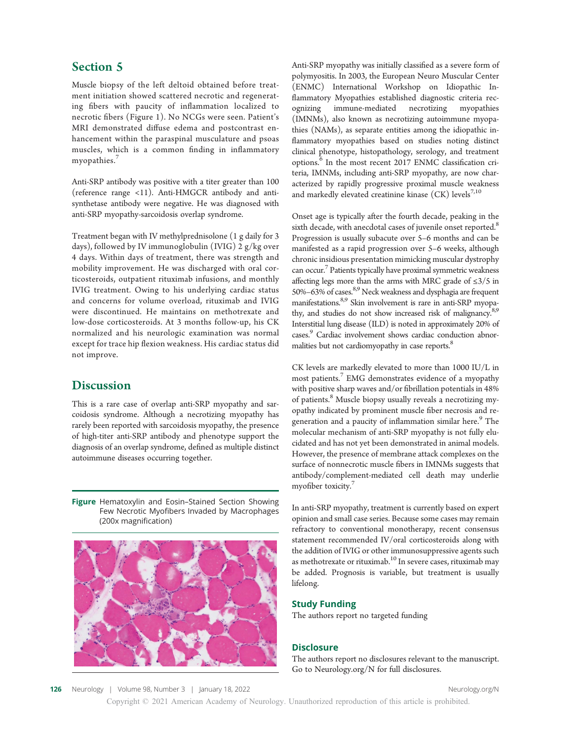## Section 5

Muscle biopsy of the left deltoid obtained before treatment initiation showed scattered necrotic and regenerating fibers with paucity of inflammation localized to necrotic fibers (Figure 1). No NCGs were seen. Patient's MRI demonstrated diffuse edema and postcontrast enhancement within the paraspinal musculature and psoas muscles, which is a common finding in inflammatory myopathies.[7]

Anti-SRP antibody was positive with a titer greater than 100 (reference range <11). Anti-HMGCR antibody and antisynthetase antibody were negative. He was diagnosed with anti-SRP myopathy-sarcoidosis overlap syndrome.

Treatment began with IV methylprednisolone (1 g daily for 3 days), followed by IV immunoglobulin (IVIG) 2 g/kg over 4 days. Within days of treatment, there was strength and mobility improvement. He was discharged with oral corticosteroids, outpatient rituximab infusions, and monthly IVIG treatment. Owing to his underlying cardiac status and concerns for volume overload, rituximab and IVIG were discontinued. He maintains on methotrexate and low-dose corticosteroids. At 3 months follow-up, his CK normalized and his neurologic examination was normal except for trace hip flexion weakness. His cardiac status did not improve.

## Discussion

This is a rare case of overlap anti-SRP myopathy and sarcoidosis syndrome. Although a necrotizing myopathy has rarely been reported with sarcoidosis myopathy, the presence of high-titer anti-SRP antibody and phenotype support the diagnosis of an overlap syndrome, defined as multiple distinct autoimmune diseases occurring together.

**Figure** Hematoxylin and Eosin–Stained Section Showing Few Necrotic Myofibers Invaded by Macrophages (200x magnification)

Anti-SRP myopathy was initially classified as a severe form of polymyositis. In 2003, the European Neuro Muscular Center (ENMC) International Workshop on Idiopathic Inflammatory Myopathies established diagnostic criteria recognizing immune-mediated necrotizing myopathies (IMNMs), also known as necrotizing autoimmune myopathies (NAMs), as separate entities among the idiopathic inflammatory myopathies based on studies noting distinct clinical phenotype, histopathology, serology, and treatment options.[6] In the most recent 2017 ENMC classification criteria, IMNMs, including anti-SRP myopathy, are now characterized by rapidly progressive proximal muscle weakness and markedly elevated creatinine kinase (CK) levels[7,10]

Onset age is typically after the fourth decade, peaking in the sixth decade, with anecdotal cases of juvenile onset reported.[8] Progression is usually subacute over 5–6 months and can be manifested as a rapid progression over 5–6 weeks, although chronic insidious presentation mimicking muscular dystrophy can occur.[7] Patients typically have proximal symmetric weakness affecting legs more than the arms with MRC grade of ≤3/5 in 50%–63% of cases.[8,9] Neck weakness and dysphagia are frequent manifestations.[8,9] Skin involvement is rare in anti-SRP myopathy, and studies do not show increased risk of malignancy.[8,9] Interstitial lung disease (ILD) is noted in approximately 20% of cases.[9] Cardiac involvement shows cardiac conduction abnormalities but not cardiomyopathy in case reports.[8]

CK levels are markedly elevated to more than 1000 IU/L in most patients.[7] EMG demonstrates evidence of a myopathy with positive sharp waves and/or fibrillation potentials in 48% of patients.[8] Muscle biopsy usually reveals a necrotizing myopathy indicated by prominent muscle fiber necrosis and regeneration and a paucity of inflammation similar here.[9] The molecular mechanism of anti-SRP myopathy is not fully elucidated and has not yet been demonstrated in animal models. However, the presence of membrane attack complexes on the surface of nonnecrotic muscle fibers in IMNMs suggests that antibody/complement-mediated cell death may underlie myofiber toxicity.[7]

In anti-SRP myopathy, treatment is currently based on expert opinion and small case series. Because some cases may remain refractory to conventional monotherapy, recent consensus statement recommended IV/oral corticosteroids along with the addition of IVIG or other immunosuppressive agents such as methotrexate or rituximab.[10] In severe cases, rituximab may be added. Prognosis is variable, but treatment is usually lifelong.

### Study Funding

The authors report no targeted funding

### Disclosure

The authors report no disclosures relevant to the manuscript. Go to Neurology.org/N for full disclosures.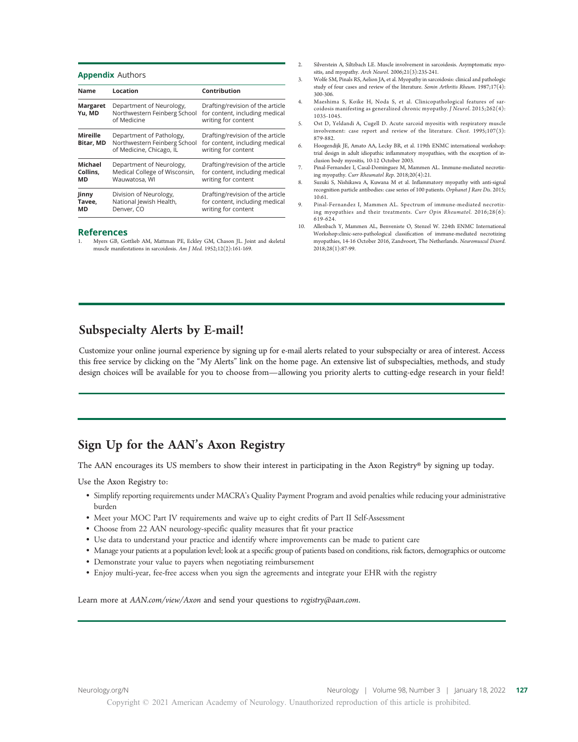## Appendix Authors

| Name | Location | Contribution |
|---|---|---|
| Margaret Yu, MD | Department of Neurology, Northwestern Feinberg School of Medicine | Drafting/revision of the article for content, including medical writing for content |
| Mireille Bitar, MD | Department of Pathology, Northwestern Feinberg School of Medicine, Chicago, IL | Drafting/revision of the article for content, including medical writing for content |
| Michael Collins, MD | Department of Neurology, Medical College of Wisconsin, Wauwatosa, WI | Drafting/revision of the article for content, including medical writing for content |
| Jinny Tavee, MD | Division of Neurology, National Jewish Health, Denver, CO | Drafting/revision of the article for content, including medical writing for content |

## References

1. Myers GB, Gottlieb AM, Mattman PE, Eckley GM, Chason JL. Joint and skeletal muscle manifestations in sarcoidosis. *Am J Med.* 1952;12(2):161-169.
2. Silverstein A, Siltzbach LE. Muscle involvement in sarcoidosis. Asymptomatic myositis, and myopathy. *Arch Neurol.* 2006;21(3):235-241.
3. Wolfe SM, Pinals RS, Aelion JA, et al. Myopathy in sarcoidosis: clinical and pathologic study of four cases and review of the literature. *Semin Arthritis Rheum.* 1987;17(4):300-306.
4. Maeshima S, Koike H, Noda S, et al. Clinicopathological features of sarcoidosis manifesting as generalized chronic myopathy. *J Neurol.* 2015;262(4):1035-1045.
5. Ost D, Yeldandi A, Cugell D. Acute sarcoid myositis with respiratory muscle involvement: case report and review of the literature. *Chest.* 1995;107(3):879-882.
6. Hoogendijk JE, Amato AA, Lecky BR, et al. 119th ENMC international workshop: trial design in adult idiopathic inflammatory myopathies, with the exception of inclusion body myositis, 10-12 October 2003.
7. Pinal-Fernandez I, Casal-Dominguez M, Mammen AL. Immune-mediated necrotizing myopathy. *Curr Rheumatol Rep.* 2018;20(4):21.
8. Suzuki S, Nishikawa A, Kuwana M et al. Inflammatory myopathy with anti-signal recognition particle antibodies: case series of 100 patients. *Orphanet J Rare Dis.* 2015;10:61.
9. Pinal-Fernandez I, Mammen AL. Spectrum of immune-mediated necrotizing myopathies and their treatments. *Curr Opin Rheumatol.* 2016;28(6):619-624.
10. Allenbach Y, Mammen AL, Benveniste O, Stenzel W. 224th ENMC International Workshop:clinic-sero-pathological classification of immune-mediated necrotizing myopathies, 14-16 October 2016, Zandvoort, The Netherlands. *Neuromuscul Disord.* 2018;28(1):87-99.

## Subspecialty Alerts by E-mail!

Customize your online journal experience by signing up for e-mail alerts related to your subspecialty or area of interest. Access this free service by clicking on the "My Alerts" link on the home page. An extensive list of subspecialties, methods, and study design choices will be available for you to choose from—allowing you priority alerts to cutting-edge research in your field!

## Sign Up for the AAN's Axon Registry

The AAN encourages its US members to show their interest in participating in the Axon Registry® by signing up today.

Use the Axon Registry to:

- Simplify reporting requirements under MACRA's Quality Payment Program and avoid penalties while reducing your administrative burden
- Meet your MOC Part IV requirements and waive up to eight credits of Part II Self-Assessment
- Choose from 22 AAN neurology-specific quality measures that fit your practice
- Use data to understand your practice and identify where improvements can be made to patient care
- Manage your patients at a population level; look at a specific group of patients based on conditions, risk factors, demographics or outcome
- Demonstrate your value to payers when negotiating reimbursement
- Enjoy multi-year, fee-free access when you sign the agreements and integrate your EHR with the registry

Learn more at *AAN.com/view/Axon* and send your questions to *registry@aan.com*.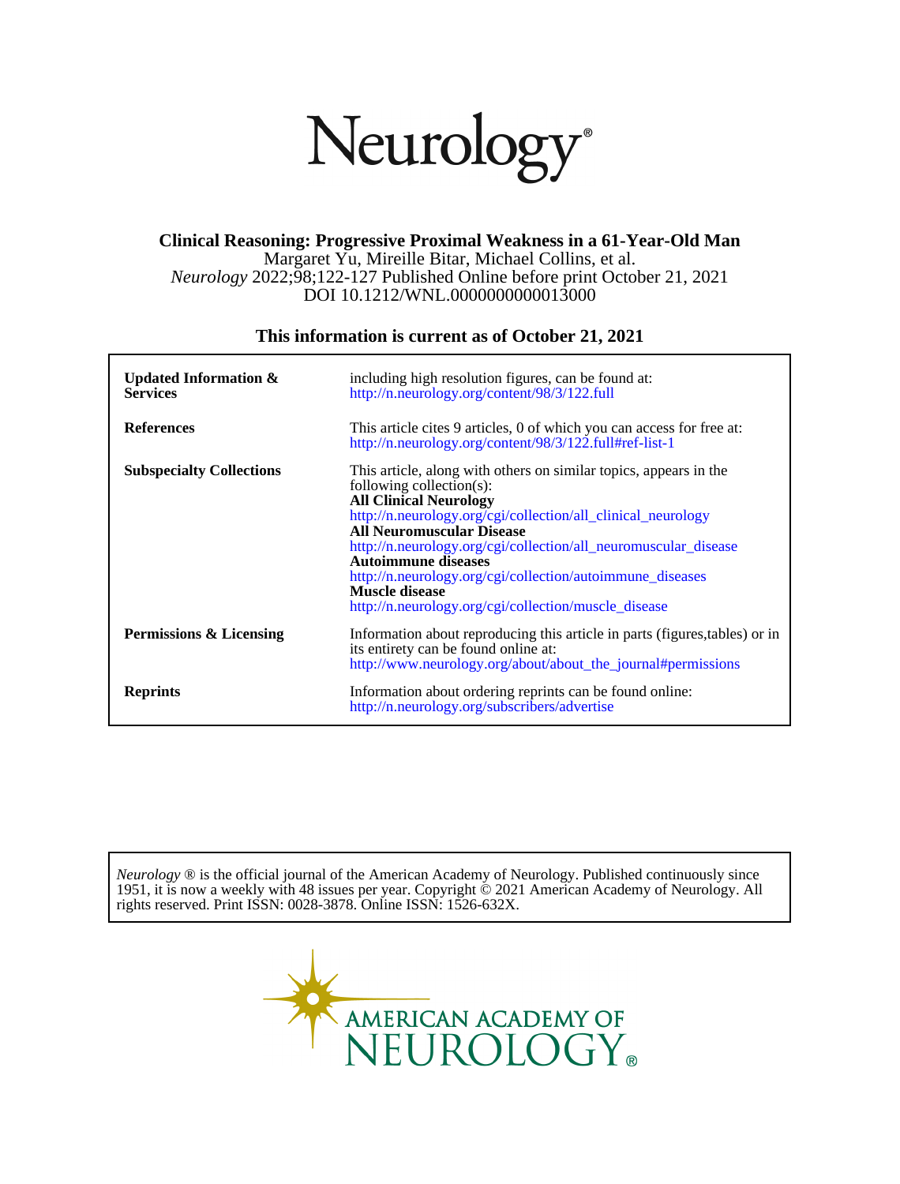# Neurology®

**Clinical Reasoning: Progressive Proximal Weakness in a 61-Year-Old Man**

Margaret Yu, Mireille Bitar, Michael Collins, et al.

*Neurology* 2022;98;122-127 Published Online before print October 21, 2021

DOI 10.1212/WNL.0000000000013000

**This information is current as of October 21, 2021**

| | |
|---|---|
| **Updated Information & Services** | including high resolution figures, can be found at: http://n.neurology.org/content/98/3/122.full |
| **References** | This article cites 9 articles, 0 of which you can access for free at: http://n.neurology.org/content/98/3/122.full#ref-list-1 |
| **Subspecialty Collections** | This article, along with others on similar topics, appears in the following collection(s): **All Clinical Neurology** http://n.neurology.org/cgi/collection/all_clinical_neurology **All Neuromuscular Disease** http://n.neurology.org/cgi/collection/all_neuromuscular_disease **Autoimmune diseases** http://n.neurology.org/cgi/collection/autoimmune_diseases **Muscle disease** http://n.neurology.org/cgi/collection/muscle_disease |
| **Permissions & Licensing** | Information about reproducing this article in parts (figures,tables) or in its entirety can be found online at: http://www.neurology.org/about/about_the_journal#permissions |
| **Reprints** | Information about ordering reprints can be found online: http://n.neurology.org/subscribers/advertise |

*Neurology* ® is the official journal of the American Academy of Neurology. Published continuously since 1951, it is now a weekly with 48 issues per year. Copyright © 2021 American Academy of Neurology. All rights reserved. Print ISSN: 0028-3878. Online ISSN: 1526-632X.

AMERICAN ACADEMY OF NEUROLOGY®